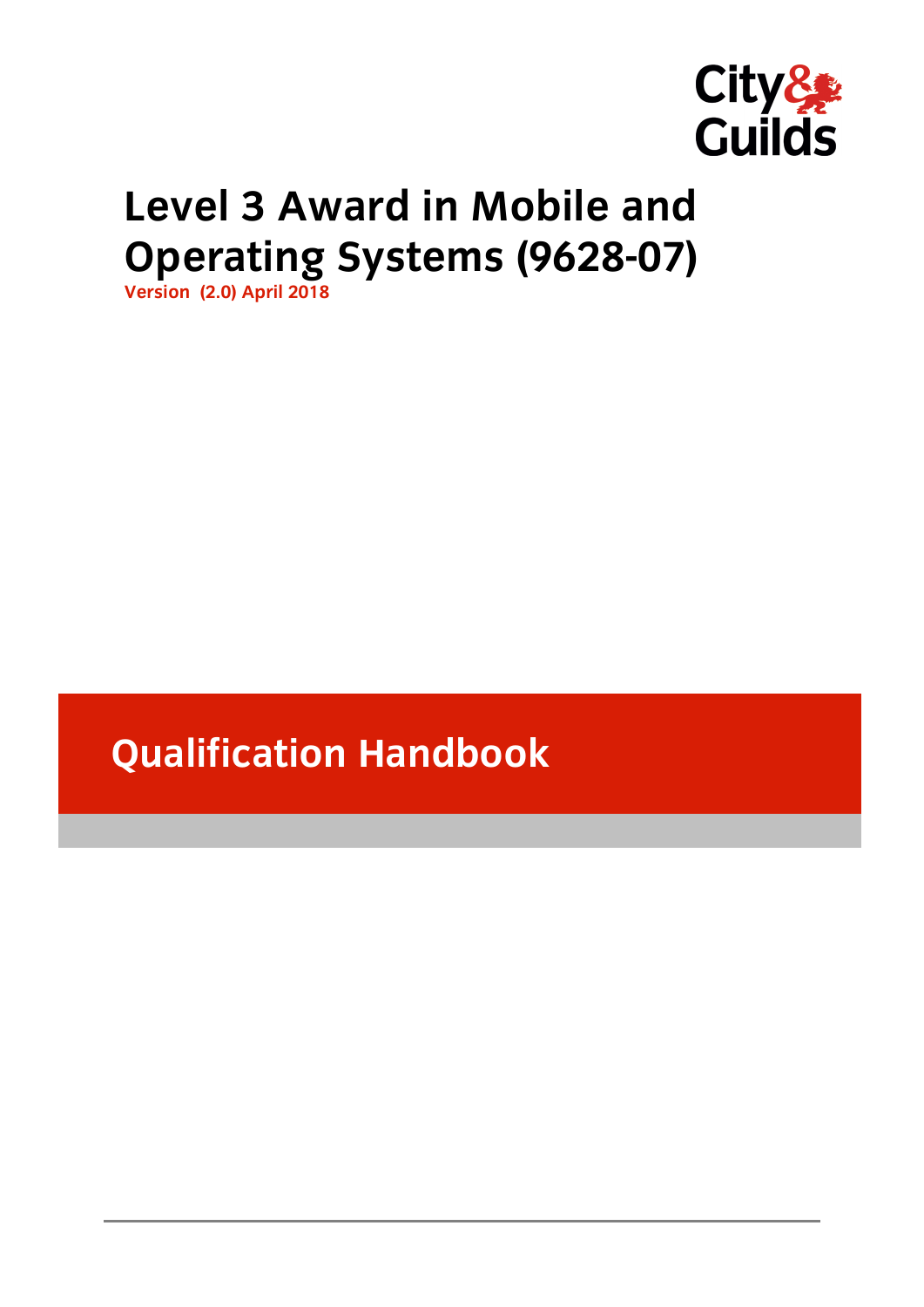City & Guilds

# Level 3 Award in Mobile and Operating Systems (9628-07)

**Version (2.0) April 2018**

## Qualification Handbook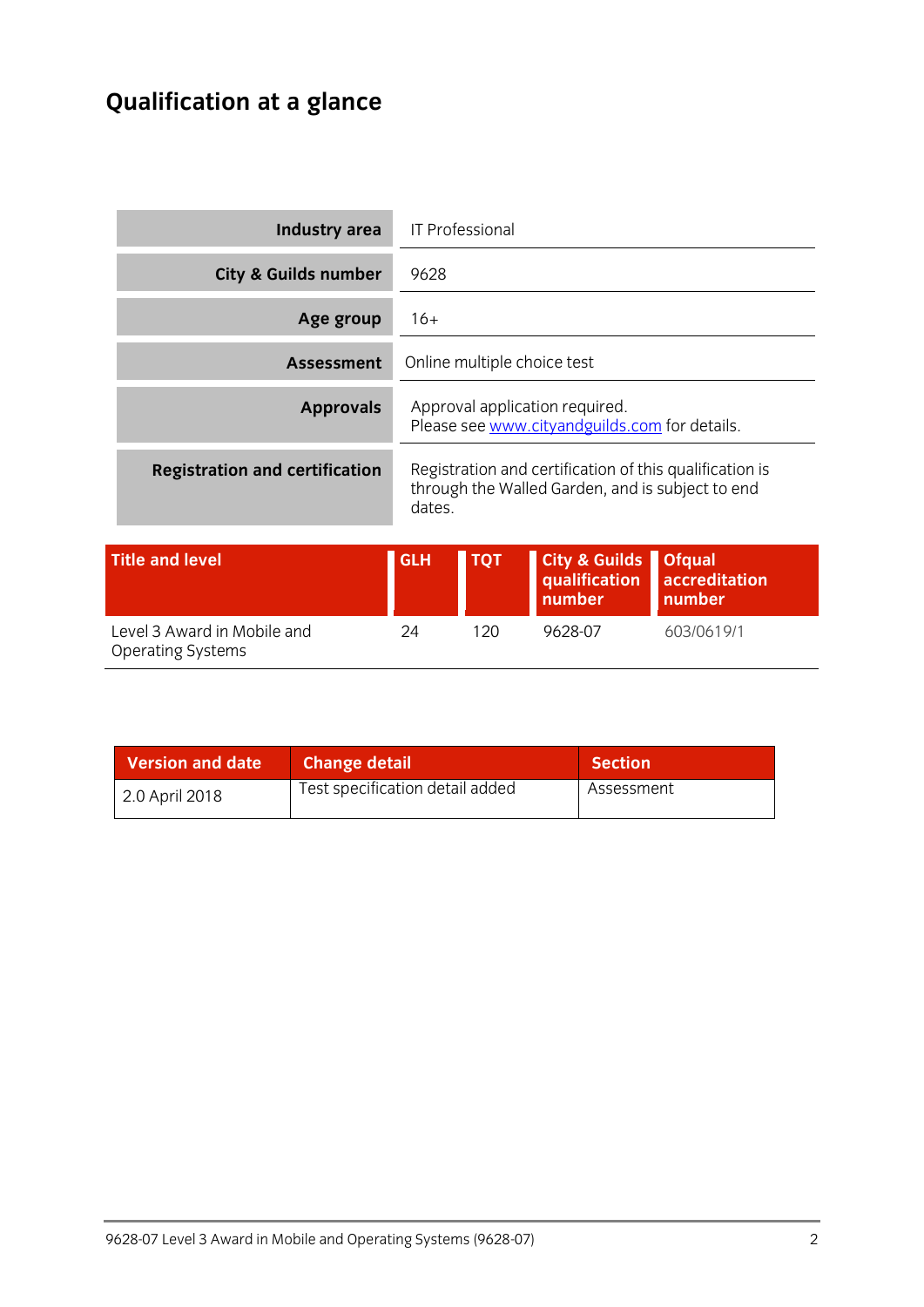# Qualification at a glance

| | |
|---|---|
| **Industry area** | IT Professional |
| **City & Guilds number** | 9628 |
| **Age group** | 16+ |
| **Assessment** | Online multiple choice test |
| **Approvals** | Approval application required.<br>Please see www.cityandguilds.com for details. |
| **Registration and certification** | Registration and certification of this qualification is through the Walled Garden, and is subject to end dates. |

| Title and level | GLH | TQT | City & Guilds qualification number | Ofqual accreditation number |
|---|---|---|---|---|
| Level 3 Award in Mobile and Operating Systems | 24 | 120 | 9628-07 | 603/0619/1 |

| Version and date | Change detail | Section |
|---|---|---|
| 2.0 April 2018 | Test specification detail added | Assessment |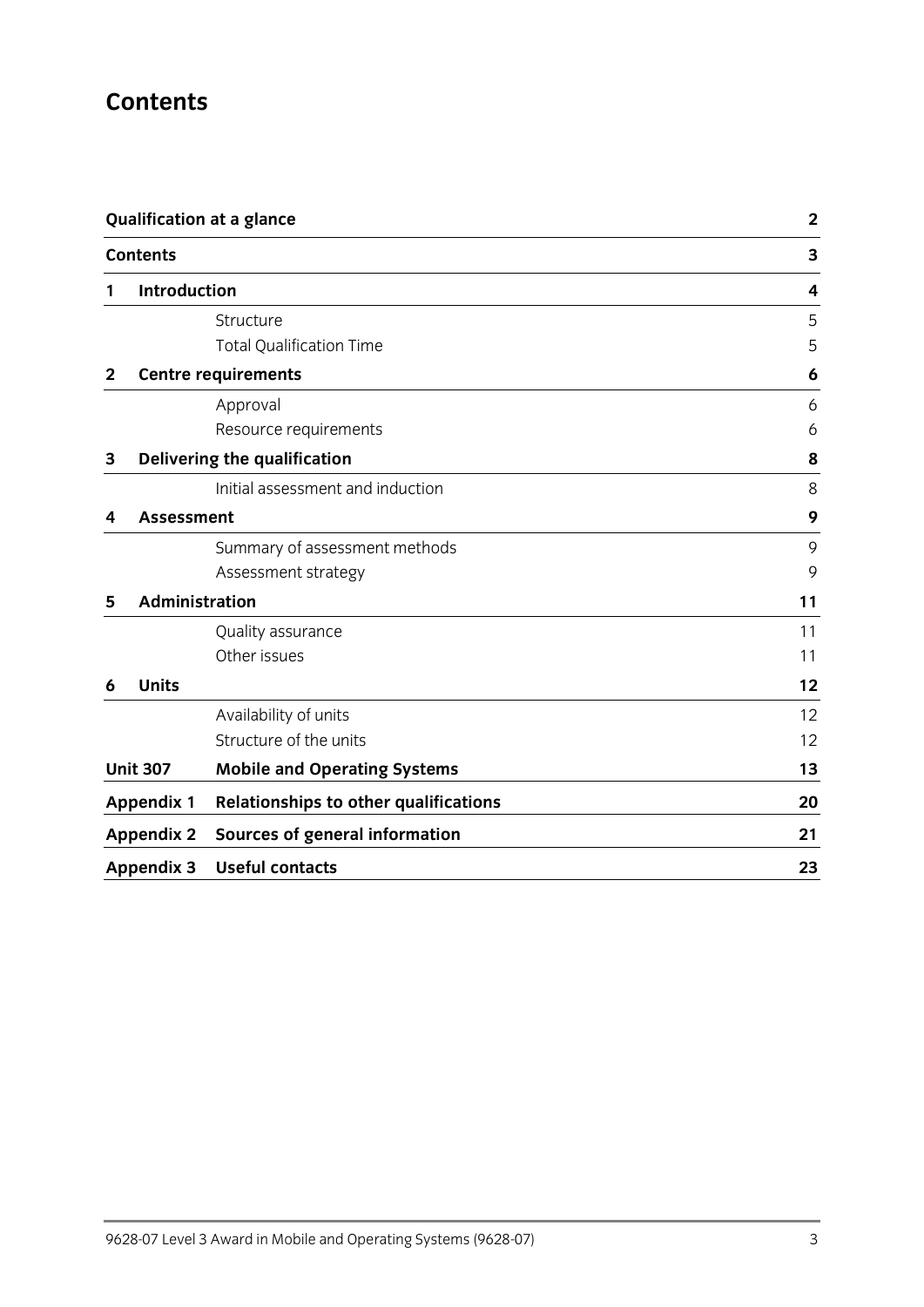# Contents

| | | |
|---|---|---|
| **Qualification at a glance** | | **2** |
| **Contents** | | **3** |
| **1** | **Introduction** | **4** |
| | Structure | 5 |
| | Total Qualification Time | 5 |
| **2** | **Centre requirements** | **6** |
| | Approval | 6 |
| | Resource requirements | 6 |
| **3** | **Delivering the qualification** | **8** |
| | Initial assessment and induction | 8 |
| **4** | **Assessment** | **9** |
| | Summary of assessment methods | 9 |
| | Assessment strategy | 9 |
| **5** | **Administration** | **11** |
| | Quality assurance | 11 |
| | Other issues | 11 |
| **6** | **Units** | **12** |
| | Availability of units | 12 |
| | Structure of the units | 12 |
| **Unit 307** | **Mobile and Operating Systems** | **13** |
| **Appendix 1** | **Relationships to other qualifications** | **20** |
| **Appendix 2** | **Sources of general information** | **21** |
| **Appendix 3** | **Useful contacts** | **23** |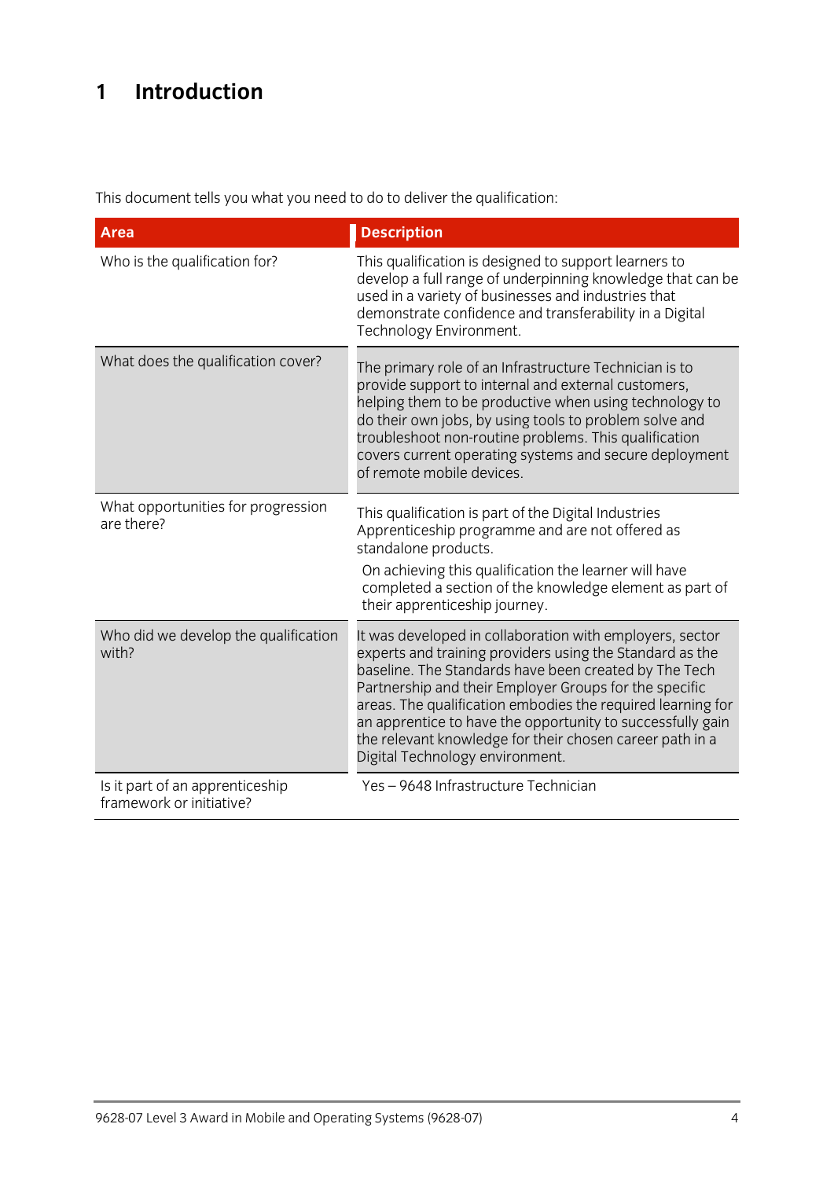# 1 Introduction

This document tells you what you need to do to deliver the qualification:

| Area | Description |
|---|---|
| Who is the qualification for? | This qualification is designed to support learners to develop a full range of underpinning knowledge that can be used in a variety of businesses and industries that demonstrate confidence and transferability in a Digital Technology Environment. |
| What does the qualification cover? | The primary role of an Infrastructure Technician is to provide support to internal and external customers, helping them to be productive when using technology to do their own jobs, by using tools to problem solve and troubleshoot non-routine problems. This qualification covers current operating systems and secure deployment of remote mobile devices. |
| What opportunities for progression are there? | This qualification is part of the Digital Industries Apprenticeship programme and are not offered as standalone products.<br><br>On achieving this qualification the learner will have completed a section of the knowledge element as part of their apprenticeship journey. |
| Who did we develop the qualification with? | It was developed in collaboration with employers, sector experts and training providers using the Standard as the baseline. The Standards have been created by The Tech Partnership and their Employer Groups for the specific areas. The qualification embodies the required learning for an apprentice to have the opportunity to successfully gain the relevant knowledge for their chosen career path in a Digital Technology environment. |
| Is it part of an apprenticeship framework or initiative? | Yes – 9648 Infrastructure Technician |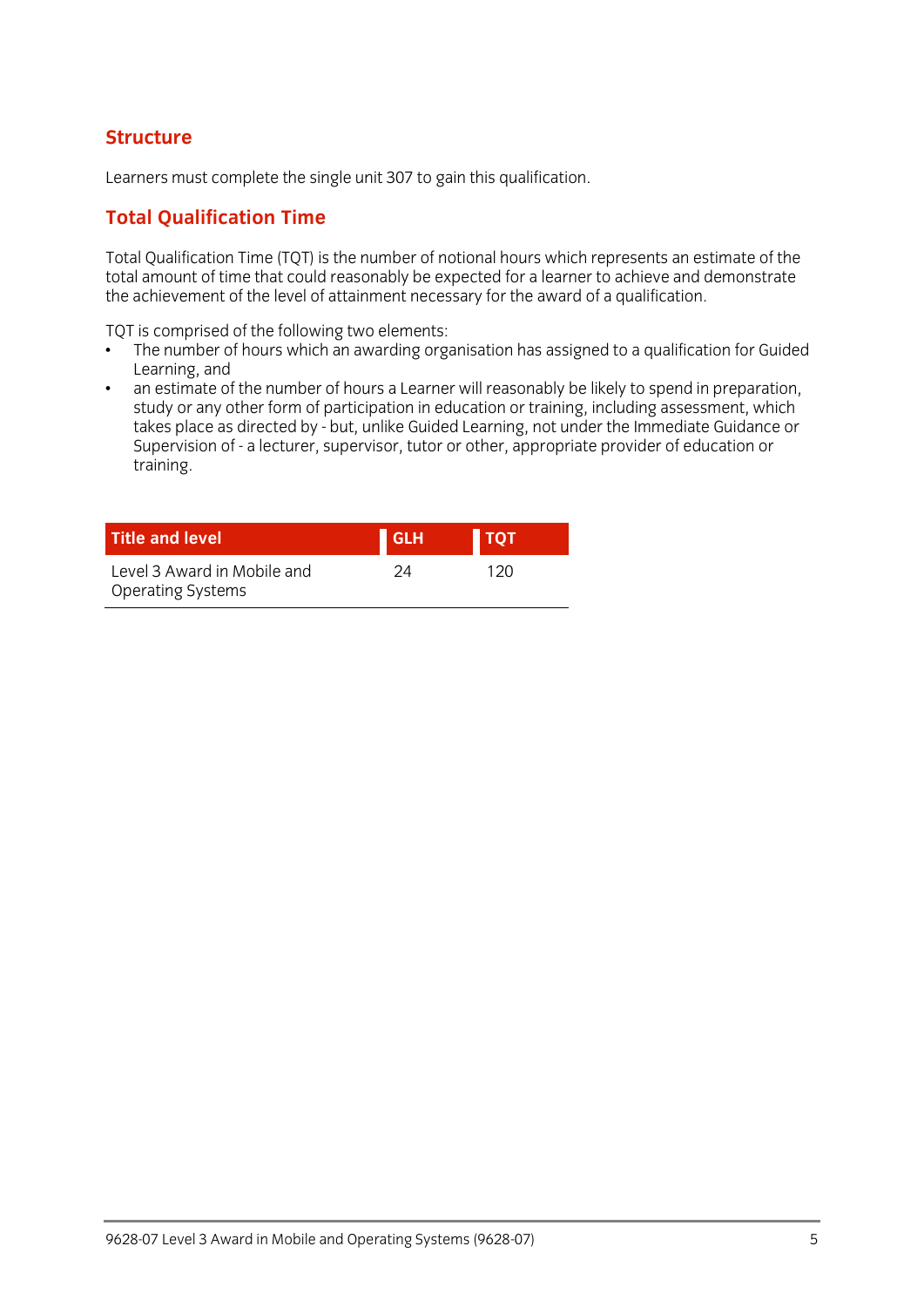## Structure

Learners must complete the single unit 307 to gain this qualification.

## Total Qualification Time

Total Qualification Time (TQT) is the number of notional hours which represents an estimate of the total amount of time that could reasonably be expected for a learner to achieve and demonstrate the achievement of the level of attainment necessary for the award of a qualification.

TQT is comprised of the following two elements:

- The number of hours which an awarding organisation has assigned to a qualification for Guided Learning, and
- an estimate of the number of hours a Learner will reasonably be likely to spend in preparation, study or any other form of participation in education or training, including assessment, which takes place as directed by - but, unlike Guided Learning, not under the Immediate Guidance or Supervision of - a lecturer, supervisor, tutor or other, appropriate provider of education or training.

| Title and level | GLH | TQT |
|---|---|---|
| Level 3 Award in Mobile and Operating Systems | 24 | 120 |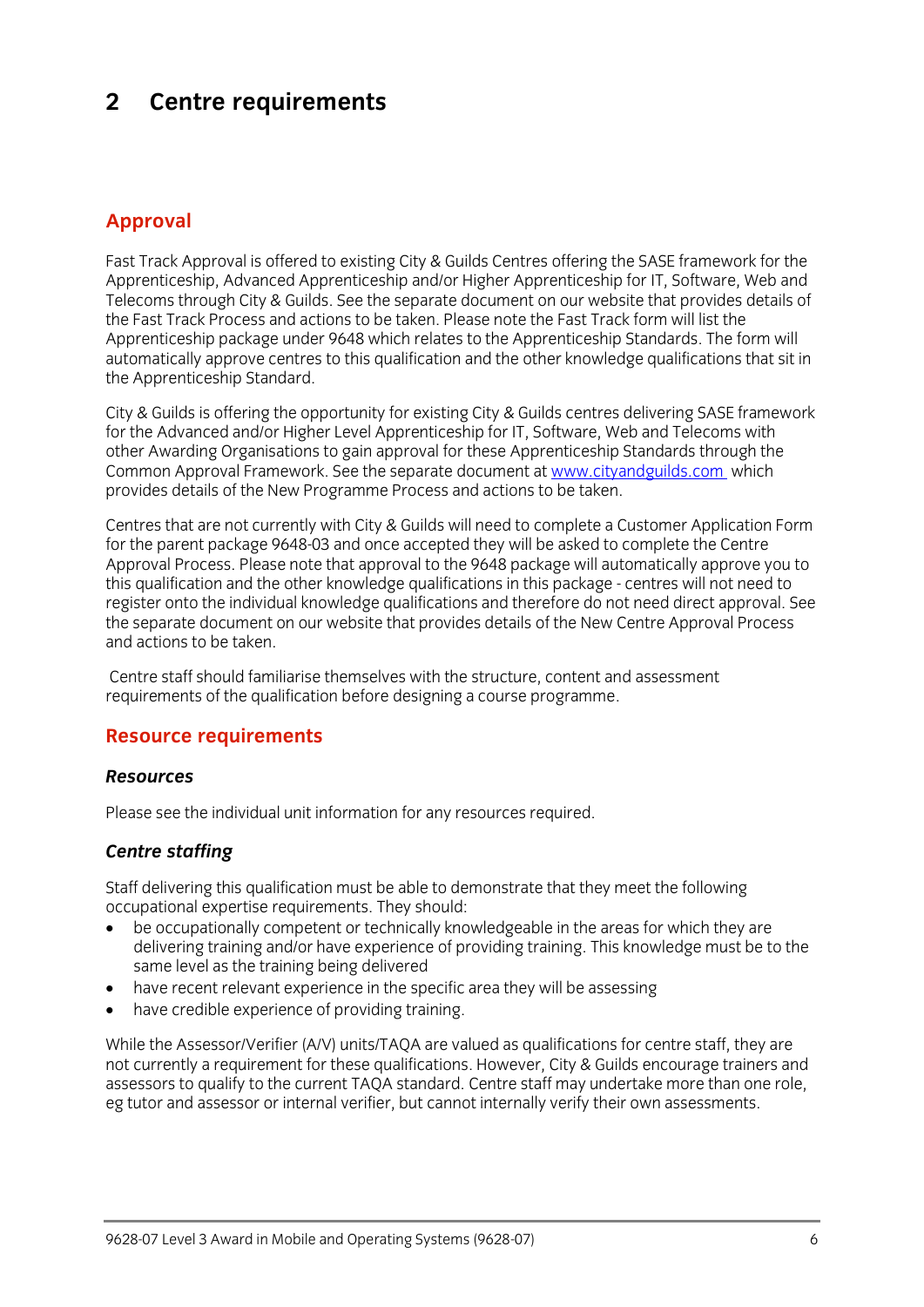# 2 Centre requirements

## Approval

Fast Track Approval is offered to existing City & Guilds Centres offering the SASE framework for the Apprenticeship, Advanced Apprenticeship and/or Higher Apprenticeship for IT, Software, Web and Telecoms through City & Guilds. See the separate document on our website that provides details of the Fast Track Process and actions to be taken. Please note the Fast Track form will list the Apprenticeship package under 9648 which relates to the Apprenticeship Standards. The form will automatically approve centres to this qualification and the other knowledge qualifications that sit in the Apprenticeship Standard.

City & Guilds is offering the opportunity for existing City & Guilds centres delivering SASE framework for the Advanced and/or Higher Level Apprenticeship for IT, Software, Web and Telecoms with other Awarding Organisations to gain approval for these Apprenticeship Standards through the Common Approval Framework. See the separate document at [www.cityandguilds.com](http://www.cityandguilds.com) which provides details of the New Programme Process and actions to be taken.

Centres that are not currently with City & Guilds will need to complete a Customer Application Form for the parent package 9648-03 and once accepted they will be asked to complete the Centre Approval Process. Please note that approval to the 9648 package will automatically approve you to this qualification and the other knowledge qualifications in this package - centres will not need to register onto the individual knowledge qualifications and therefore do not need direct approval. See the separate document on our website that provides details of the New Centre Approval Process and actions to be taken.

Centre staff should familiarise themselves with the structure, content and assessment requirements of the qualification before designing a course programme.

## Resource requirements

### *Resources*

Please see the individual unit information for any resources required.

### *Centre staffing*

Staff delivering this qualification must be able to demonstrate that they meet the following occupational expertise requirements. They should:

- be occupationally competent or technically knowledgeable in the areas for which they are delivering training and/or have experience of providing training. This knowledge must be to the same level as the training being delivered
- have recent relevant experience in the specific area they will be assessing
- have credible experience of providing training.

While the Assessor/Verifier (A/V) units/TAQA are valued as qualifications for centre staff, they are not currently a requirement for these qualifications. However, City & Guilds encourage trainers and assessors to qualify to the current TAQA standard. Centre staff may undertake more than one role, eg tutor and assessor or internal verifier, but cannot internally verify their own assessments.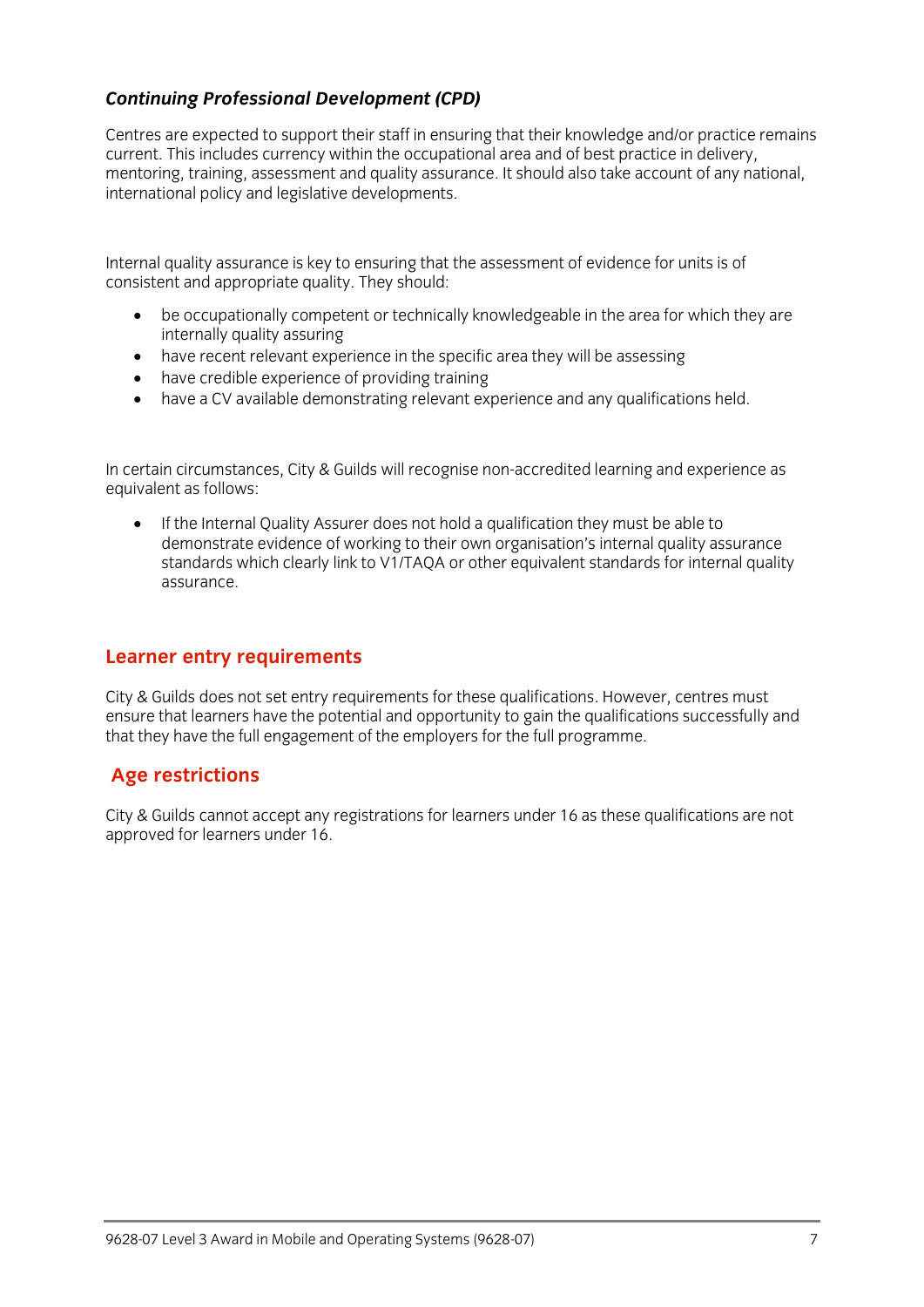### *Continuing Professional Development (CPD)*

Centres are expected to support their staff in ensuring that their knowledge and/or practice remains current. This includes currency within the occupational area and of best practice in delivery, mentoring, training, assessment and quality assurance. It should also take account of any national, international policy and legislative developments.

Internal quality assurance is key to ensuring that the assessment of evidence for units is of consistent and appropriate quality. They should:

- be occupationally competent or technically knowledgeable in the area for which they are internally quality assuring
- have recent relevant experience in the specific area they will be assessing
- have credible experience of providing training
- have a CV available demonstrating relevant experience and any qualifications held.

In certain circumstances, City & Guilds will recognise non-accredited learning and experience as equivalent as follows:

- If the Internal Quality Assurer does not hold a qualification they must be able to demonstrate evidence of working to their own organisation's internal quality assurance standards which clearly link to V1/TAQA or other equivalent standards for internal quality assurance.

## Learner entry requirements

City & Guilds does not set entry requirements for these qualifications. However, centres must ensure that learners have the potential and opportunity to gain the qualifications successfully and that they have the full engagement of the employers for the full programme.

## Age restrictions

City & Guilds cannot accept any registrations for learners under 16 as these qualifications are not approved for learners under 16.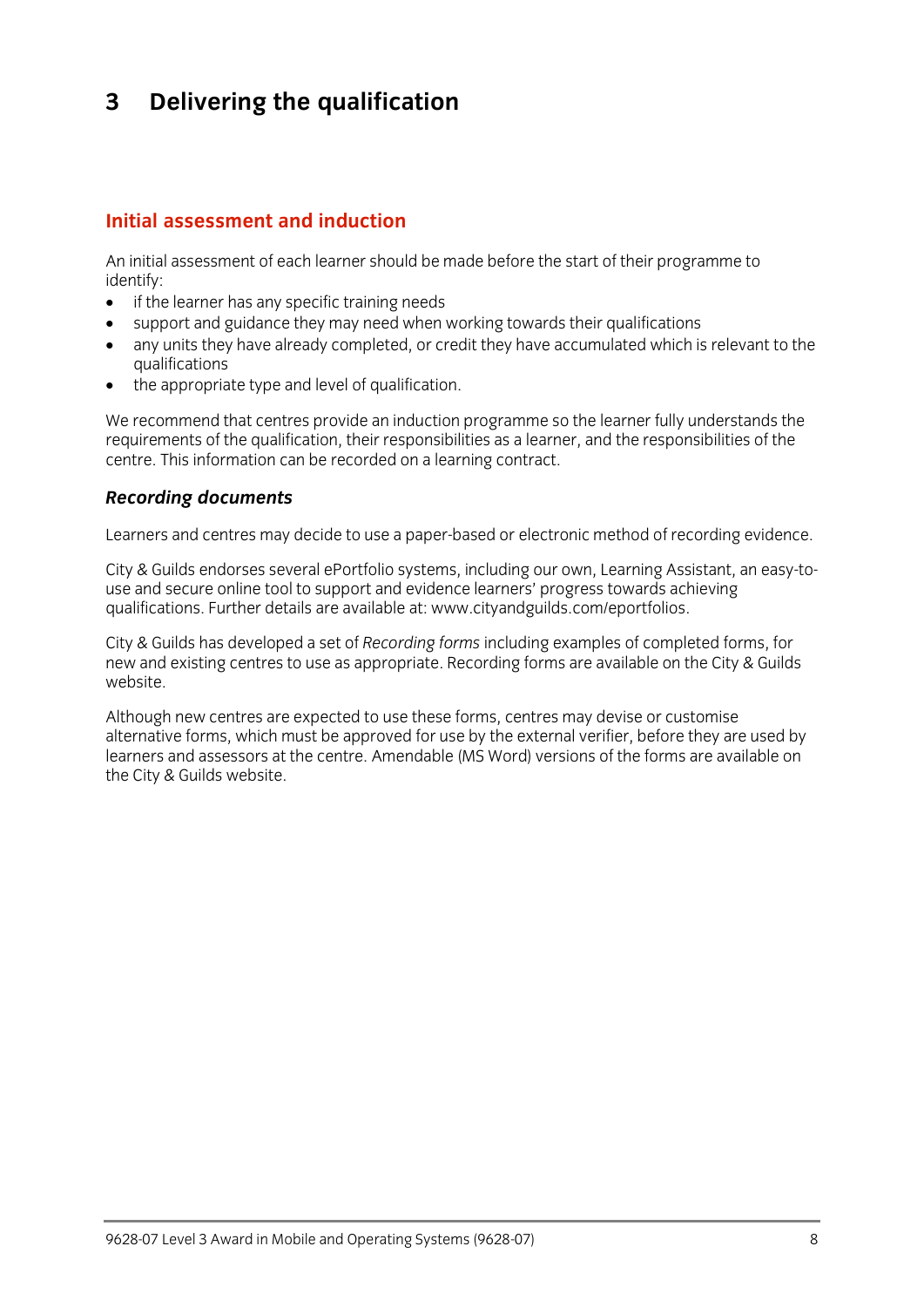# 3 Delivering the qualification

## Initial assessment and induction

An initial assessment of each learner should be made before the start of their programme to identify:

- if the learner has any specific training needs
- support and guidance they may need when working towards their qualifications
- any units they have already completed, or credit they have accumulated which is relevant to the qualifications
- the appropriate type and level of qualification.

We recommend that centres provide an induction programme so the learner fully understands the requirements of the qualification, their responsibilities as a learner, and the responsibilities of the centre. This information can be recorded on a learning contract.

### *Recording documents*

Learners and centres may decide to use a paper-based or electronic method of recording evidence.

City & Guilds endorses several ePortfolio systems, including our own, Learning Assistant, an easy-to-use and secure online tool to support and evidence learners' progress towards achieving qualifications. Further details are available at: www.cityandguilds.com/eportfolios.

City & Guilds has developed a set of *Recording forms* including examples of completed forms, for new and existing centres to use as appropriate. Recording forms are available on the City & Guilds website.

Although new centres are expected to use these forms, centres may devise or customise alternative forms, which must be approved for use by the external verifier, before they are used by learners and assessors at the centre. Amendable (MS Word) versions of the forms are available on the City & Guilds website.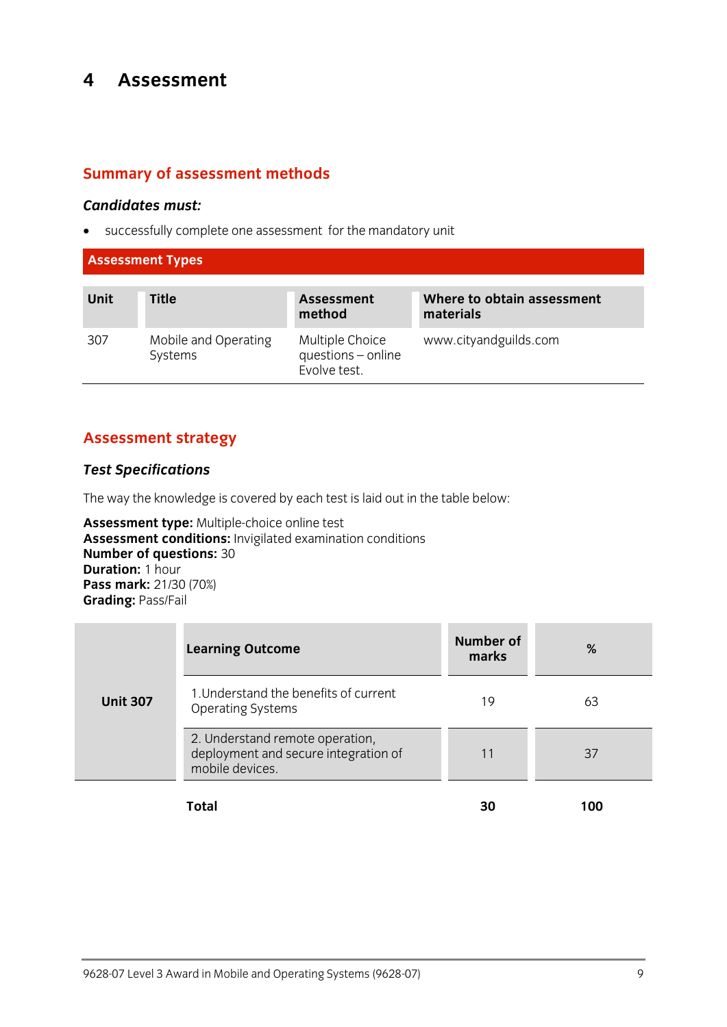# 4 Assessment

## Summary of assessment methods

***Candidates must:***

- successfully complete one assessment for the mandatory unit

**Assessment Types**

| Unit | Title | Assessment method | Where to obtain assessment materials |
|---|---|---|---|
| 307 | Mobile and Operating Systems | Multiple Choice questions – online Evolve test. | www.cityandguilds.com |

## Assessment strategy

***Test Specifications***

The way the knowledge is covered by each test is laid out in the table below:

**Assessment type:** Multiple-choice online test
**Assessment conditions:** Invigilated examination conditions
**Number of questions:** 30
**Duration:** 1 hour
**Pass mark:** 21/30 (70%)
**Grading:** Pass/Fail

| | Learning Outcome | Number of marks | % |
|---|---|---|---|
| **Unit 307** | 1.Understand the benefits of current Operating Systems | 19 | 63 |
| | 2. Understand remote operation, deployment and secure integration of mobile devices. | 11 | 37 |
| | **Total** | **30** | **100** |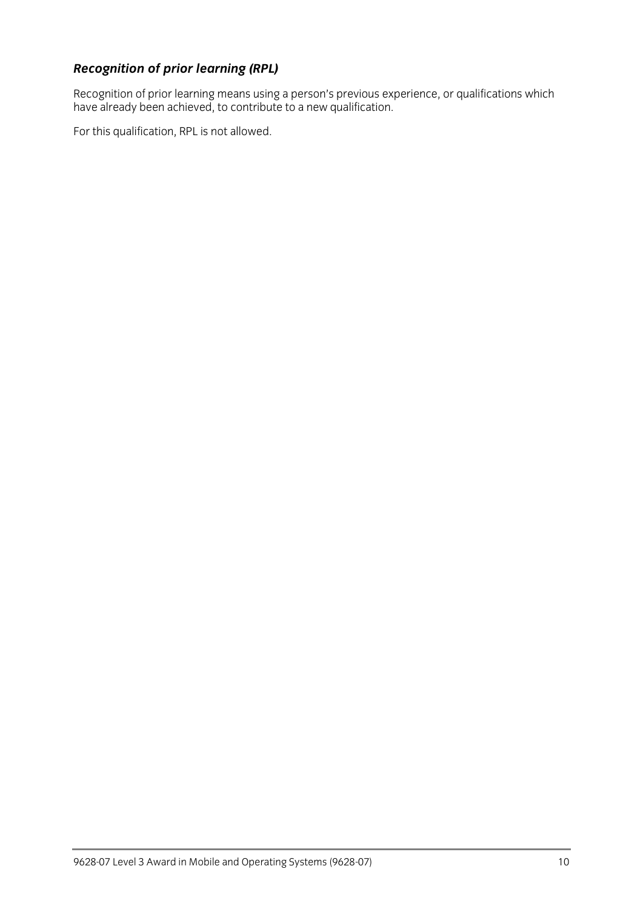### ***Recognition of prior learning (RPL)***

Recognition of prior learning means using a person's previous experience, or qualifications which have already been achieved, to contribute to a new qualification.

For this qualification, RPL is not allowed.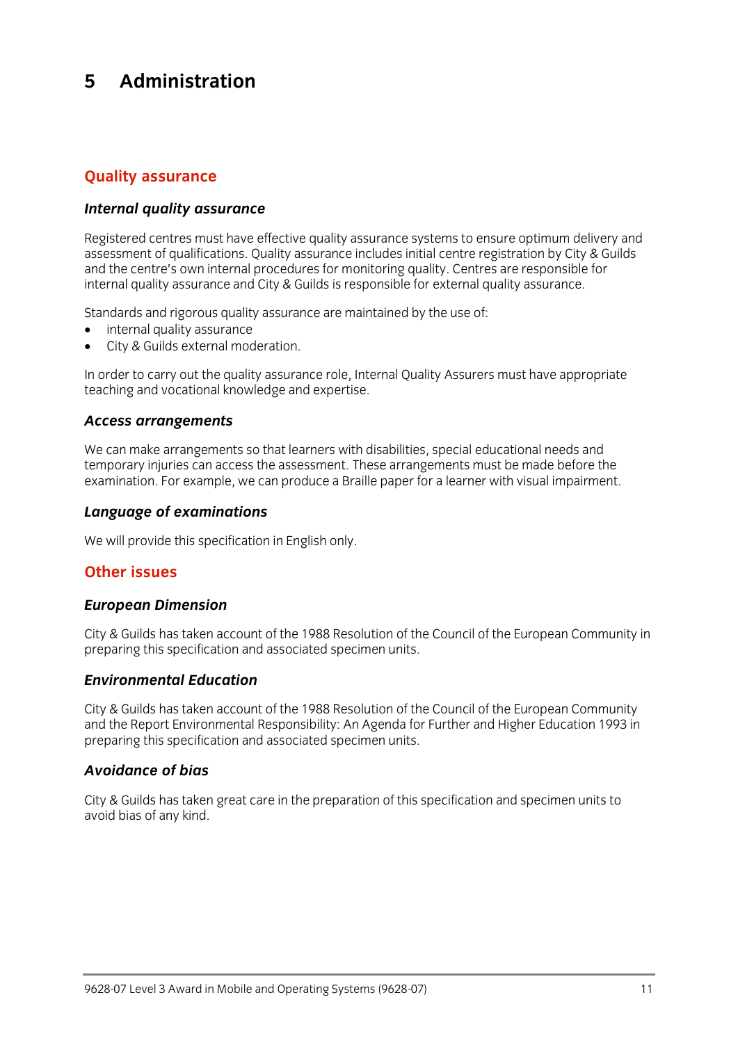# 5 Administration

## Quality assurance

### *Internal quality assurance*

Registered centres must have effective quality assurance systems to ensure optimum delivery and assessment of qualifications. Quality assurance includes initial centre registration by City & Guilds and the centre's own internal procedures for monitoring quality. Centres are responsible for internal quality assurance and City & Guilds is responsible for external quality assurance.

Standards and rigorous quality assurance are maintained by the use of:

- internal quality assurance
- City & Guilds external moderation.

In order to carry out the quality assurance role, Internal Quality Assurers must have appropriate teaching and vocational knowledge and expertise.

### *Access arrangements*

We can make arrangements so that learners with disabilities, special educational needs and temporary injuries can access the assessment. These arrangements must be made before the examination. For example, we can produce a Braille paper for a learner with visual impairment.

### *Language of examinations*

We will provide this specification in English only.

## Other issues

### *European Dimension*

City & Guilds has taken account of the 1988 Resolution of the Council of the European Community in preparing this specification and associated specimen units.

### *Environmental Education*

City & Guilds has taken account of the 1988 Resolution of the Council of the European Community and the Report Environmental Responsibility: An Agenda for Further and Higher Education 1993 in preparing this specification and associated specimen units.

### *Avoidance of bias*

City & Guilds has taken great care in the preparation of this specification and specimen units to avoid bias of any kind.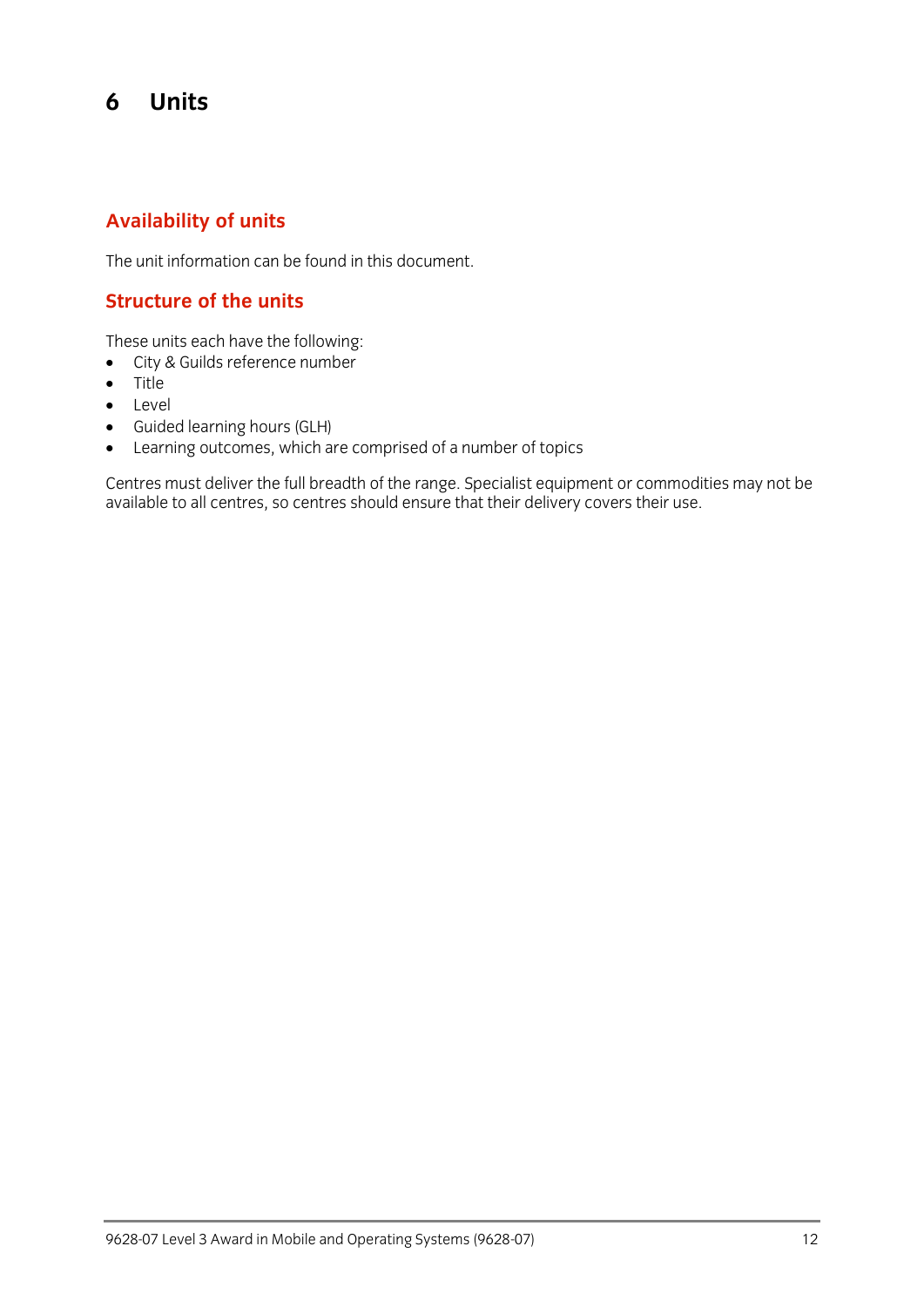# 6 Units

## Availability of units

The unit information can be found in this document.

## Structure of the units

These units each have the following:

- City & Guilds reference number
- Title
- Level
- Guided learning hours (GLH)
- Learning outcomes, which are comprised of a number of topics

Centres must deliver the full breadth of the range. Specialist equipment or commodities may not be available to all centres, so centres should ensure that their delivery covers their use.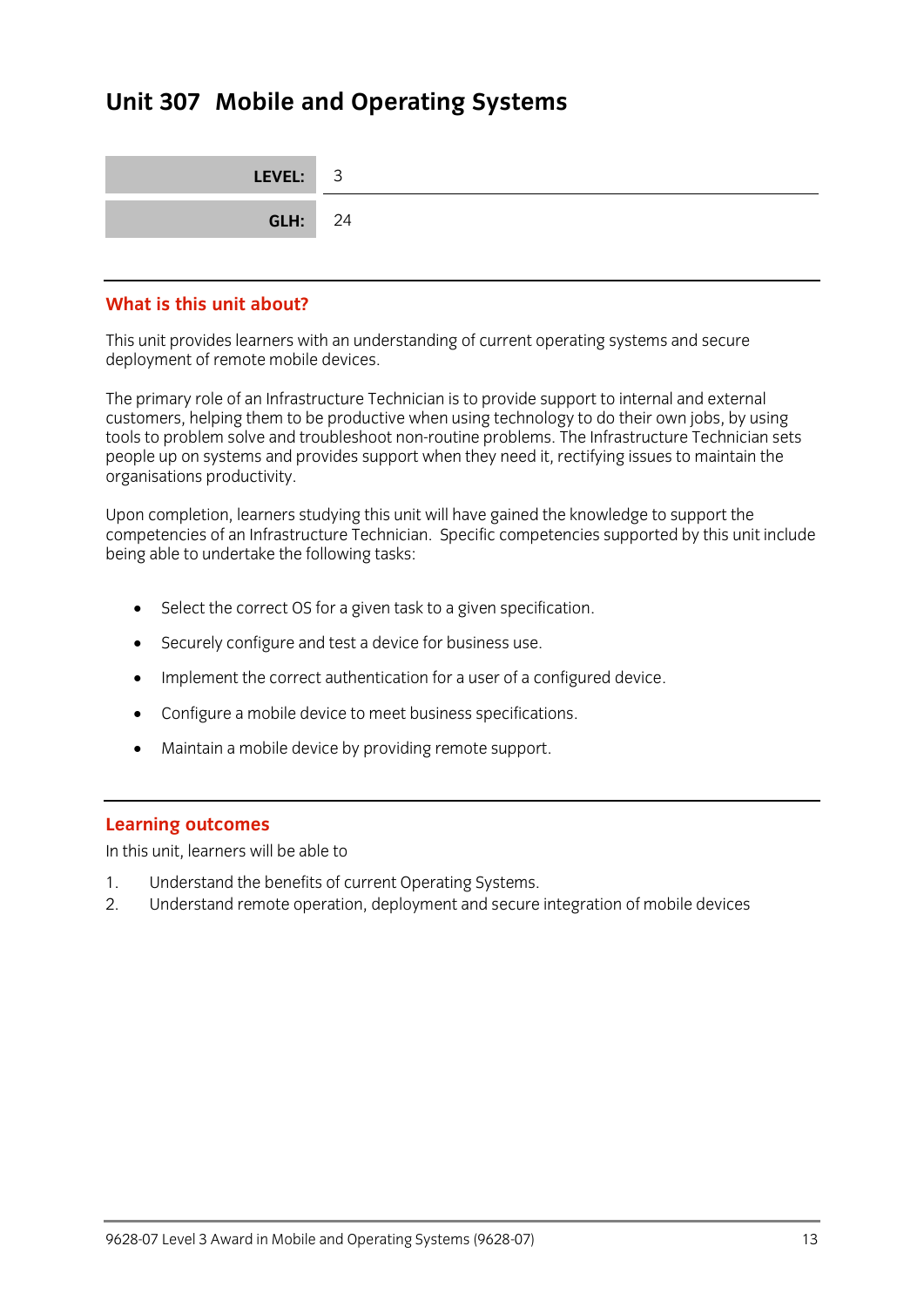# Unit 307 Mobile and Operating Systems

| LEVEL: | 3 |
|---|---|
| GLH: | 24 |

## What is this unit about?

This unit provides learners with an understanding of current operating systems and secure deployment of remote mobile devices.

The primary role of an Infrastructure Technician is to provide support to internal and external customers, helping them to be productive when using technology to do their own jobs, by using tools to problem solve and troubleshoot non-routine problems. The Infrastructure Technician sets people up on systems and provides support when they need it, rectifying issues to maintain the organisations productivity.

Upon completion, learners studying this unit will have gained the knowledge to support the competencies of an Infrastructure Technician. Specific competencies supported by this unit include being able to undertake the following tasks:

- Select the correct OS for a given task to a given specification.
- Securely configure and test a device for business use.
- Implement the correct authentication for a user of a configured device.
- Configure a mobile device to meet business specifications.
- Maintain a mobile device by providing remote support.

## Learning outcomes

In this unit, learners will be able to

1. Understand the benefits of current Operating Systems.
2. Understand remote operation, deployment and secure integration of mobile devices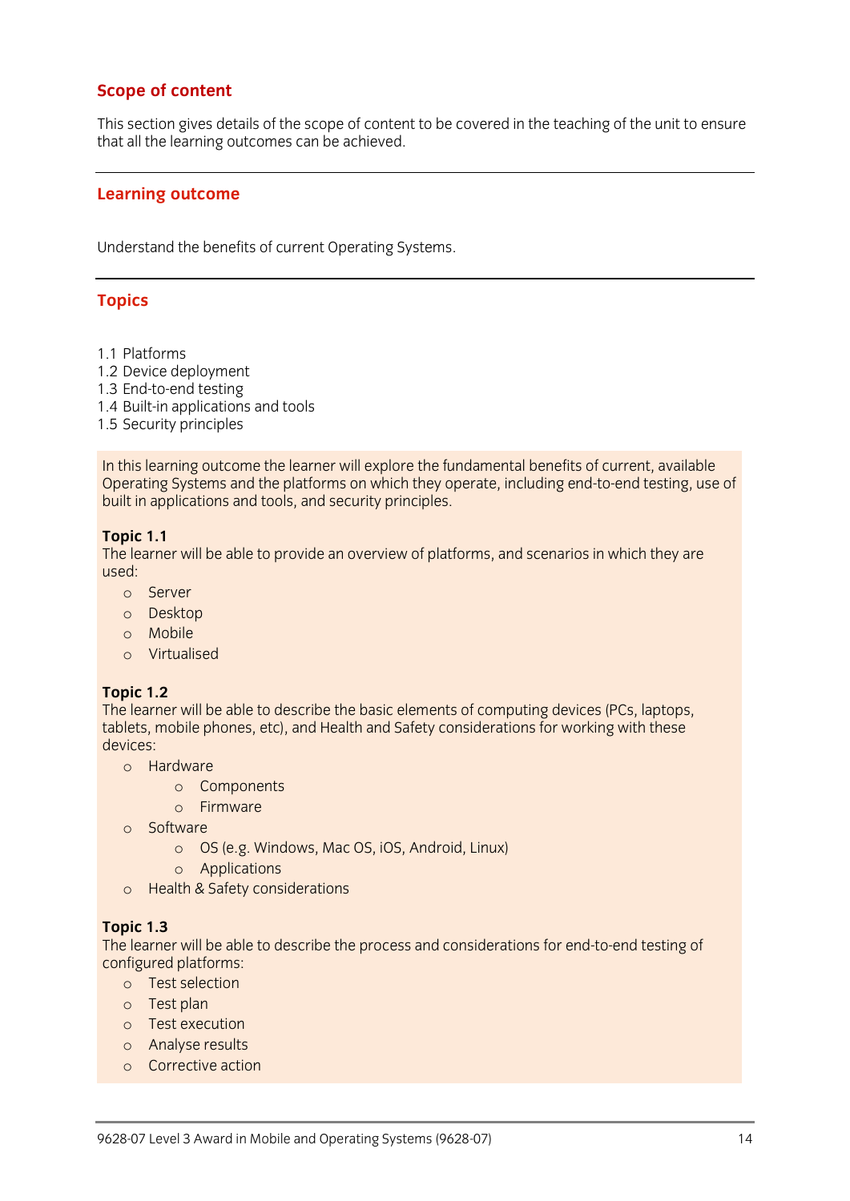## Scope of content

This section gives details of the scope of content to be covered in the teaching of the unit to ensure that all the learning outcomes can be achieved.

---

### Learning outcome

Understand the benefits of current Operating Systems.

---

### Topics

1.1 Platforms
1.2 Device deployment
1.3 End-to-end testing
1.4 Built-in applications and tools
1.5 Security principles

In this learning outcome the learner will explore the fundamental benefits of current, available Operating Systems and the platforms on which they operate, including end-to-end testing, use of built in applications and tools, and security principles.

**Topic 1.1**
The learner will be able to provide an overview of platforms, and scenarios in which they are used:

- Server
- Desktop
- Mobile
- Virtualised

**Topic 1.2**
The learner will be able to describe the basic elements of computing devices (PCs, laptops, tablets, mobile phones, etc), and Health and Safety considerations for working with these devices:

- Hardware
  - Components
  - Firmware
- Software
  - OS (e.g. Windows, Mac OS, iOS, Android, Linux)
  - Applications
- Health & Safety considerations

**Topic 1.3**
The learner will be able to describe the process and considerations for end-to-end testing of configured platforms:

- Test selection
- Test plan
- Test execution
- Analyse results
- Corrective action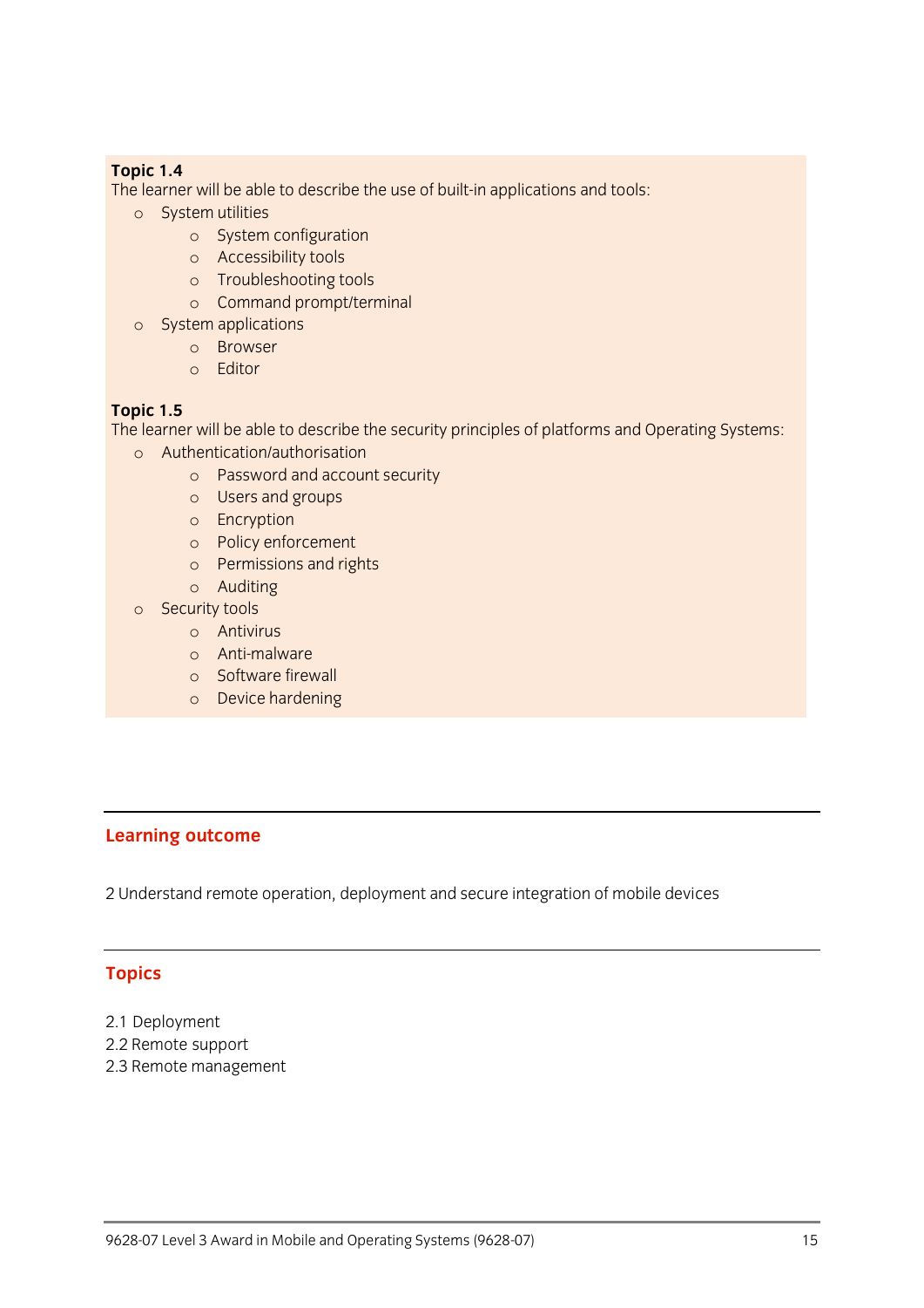**Topic 1.4**

The learner will be able to describe the use of built-in applications and tools:

- System utilities
  - System configuration
  - Accessibility tools
  - Troubleshooting tools
  - Command prompt/terminal
- System applications
  - Browser
  - Editor

**Topic 1.5**

The learner will be able to describe the security principles of platforms and Operating Systems:

- Authentication/authorisation
  - Password and account security
  - Users and groups
  - Encryption
  - Policy enforcement
  - Permissions and rights
  - Auditing
- Security tools
  - Antivirus
  - Anti-malware
  - Software firewall
  - Device hardening

## Learning outcome

2 Understand remote operation, deployment and secure integration of mobile devices

## Topics

2.1 Deployment
2.2 Remote support
2.3 Remote management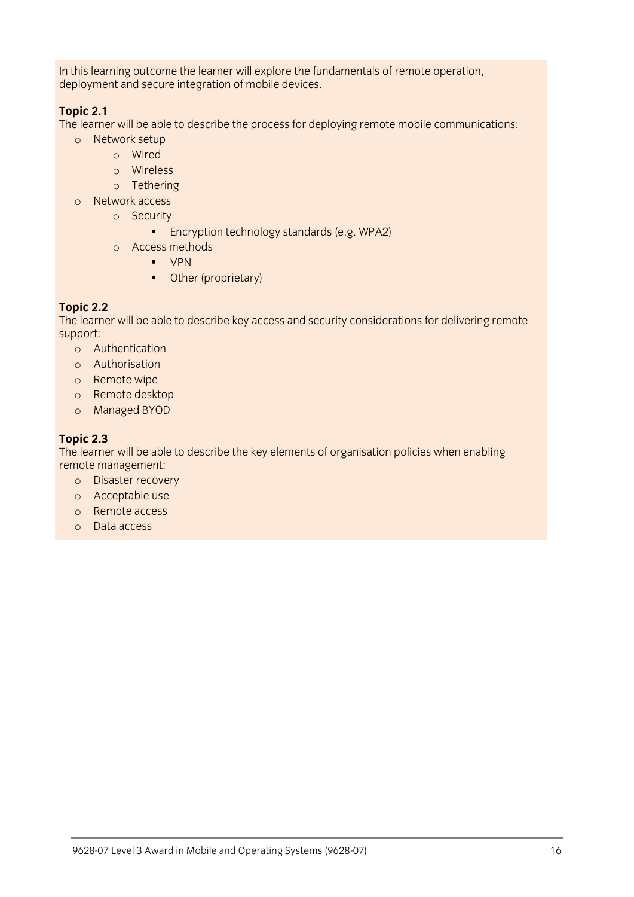In this learning outcome the learner will explore the fundamentals of remote operation, deployment and secure integration of mobile devices.

**Topic 2.1**

The learner will be able to describe the process for deploying remote mobile communications:

- Network setup
  - Wired
  - Wireless
  - Tethering
- Network access
  - Security
    - Encryption technology standards (e.g. WPA2)
  - Access methods
    - VPN
    - Other (proprietary)

**Topic 2.2**

The learner will be able to describe key access and security considerations for delivering remote support:

- Authentication
- Authorisation
- Remote wipe
- Remote desktop
- Managed BYOD

**Topic 2.3**

The learner will be able to describe the key elements of organisation policies when enabling remote management:

- Disaster recovery
- Acceptable use
- Remote access
- Data access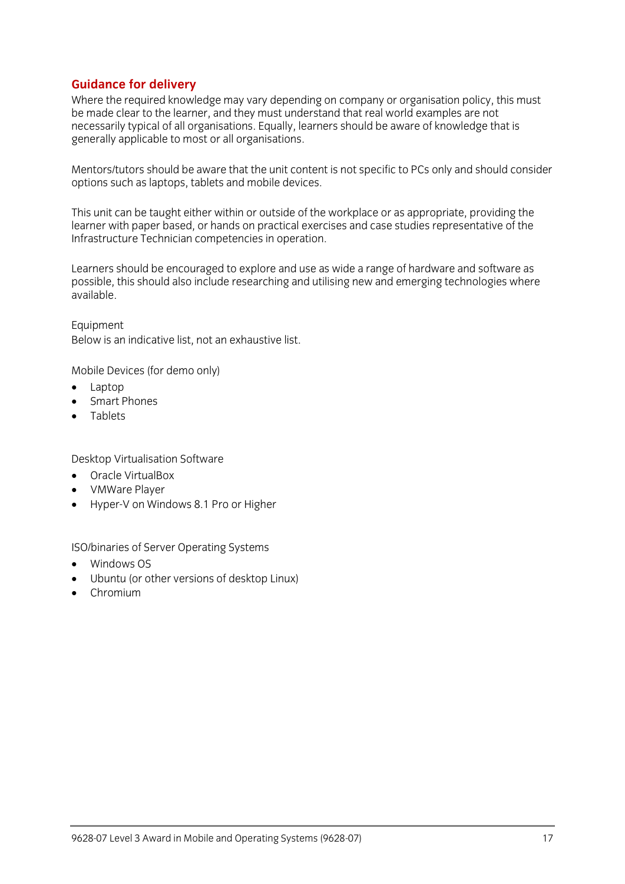## Guidance for delivery

Where the required knowledge may vary depending on company or organisation policy, this must be made clear to the learner, and they must understand that real world examples are not necessarily typical of all organisations. Equally, learners should be aware of knowledge that is generally applicable to most or all organisations.

Mentors/tutors should be aware that the unit content is not specific to PCs only and should consider options such as laptops, tablets and mobile devices.

This unit can be taught either within or outside of the workplace or as appropriate, providing the learner with paper based, or hands on practical exercises and case studies representative of the Infrastructure Technician competencies in operation.

Learners should be encouraged to explore and use as wide a range of hardware and software as possible, this should also include researching and utilising new and emerging technologies where available.

Equipment
Below is an indicative list, not an exhaustive list.

Mobile Devices (for demo only)

- Laptop
- Smart Phones
- Tablets

Desktop Virtualisation Software

- Oracle VirtualBox
- VMWare Player
- Hyper-V on Windows 8.1 Pro or Higher

ISO/binaries of Server Operating Systems

- Windows OS
- Ubuntu (or other versions of desktop Linux)
- Chromium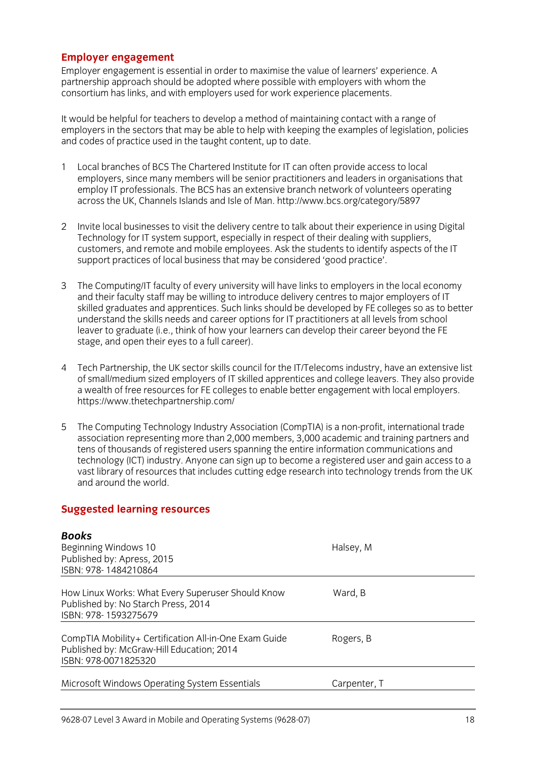## Employer engagement

Employer engagement is essential in order to maximise the value of learners' experience. A partnership approach should be adopted where possible with employers with whom the consortium has links, and with employers used for work experience placements.

It would be helpful for teachers to develop a method of maintaining contact with a range of employers in the sectors that may be able to help with keeping the examples of legislation, policies and codes of practice used in the taught content, up to date.

1. Local branches of BCS The Chartered Institute for IT can often provide access to local employers, since many members will be senior practitioners and leaders in organisations that employ IT professionals. The BCS has an extensive branch network of volunteers operating across the UK, Channels Islands and Isle of Man. http://www.bcs.org/category/5897

2. Invite local businesses to visit the delivery centre to talk about their experience in using Digital Technology for IT system support, especially in respect of their dealing with suppliers, customers, and remote and mobile employees. Ask the students to identify aspects of the IT support practices of local business that may be considered 'good practice'.

3. The Computing/IT faculty of every university will have links to employers in the local economy and their faculty staff may be willing to introduce delivery centres to major employers of IT skilled graduates and apprentices. Such links should be developed by FE colleges so as to better understand the skills needs and career options for IT practitioners at all levels from school leaver to graduate (i.e., think of how your learners can develop their career beyond the FE stage, and open their eyes to a full career).

4. Tech Partnership, the UK sector skills council for the IT/Telecoms industry, have an extensive list of small/medium sized employers of IT skilled apprentices and college leavers. They also provide a wealth of free resources for FE colleges to enable better engagement with local employers. https://www.thetechpartnership.com/

5. The Computing Technology Industry Association (CompTIA) is a non-profit, international trade association representing more than 2,000 members, 3,000 academic and training partners and tens of thousands of registered users spanning the entire information communications and technology (ICT) industry. Anyone can sign up to become a registered user and gain access to a vast library of resources that includes cutting edge research into technology trends from the UK and around the world.

## Suggested learning resources

### *Books*

| | |
|---|---|
| Beginning Windows 10<br>Published by: Apress, 2015<br>ISBN: 978- 1484210864 | Halsey, M |
| How Linux Works: What Every Superuser Should Know<br>Published by: No Starch Press, 2014<br>ISBN: 978- 1593275679 | Ward, B |
| CompTIA Mobility+ Certification All-in-One Exam Guide<br>Published by: McGraw-Hill Education; 2014<br>ISBN: 978-0071825320 | Rogers, B |
| Microsoft Windows Operating System Essentials | Carpenter, T |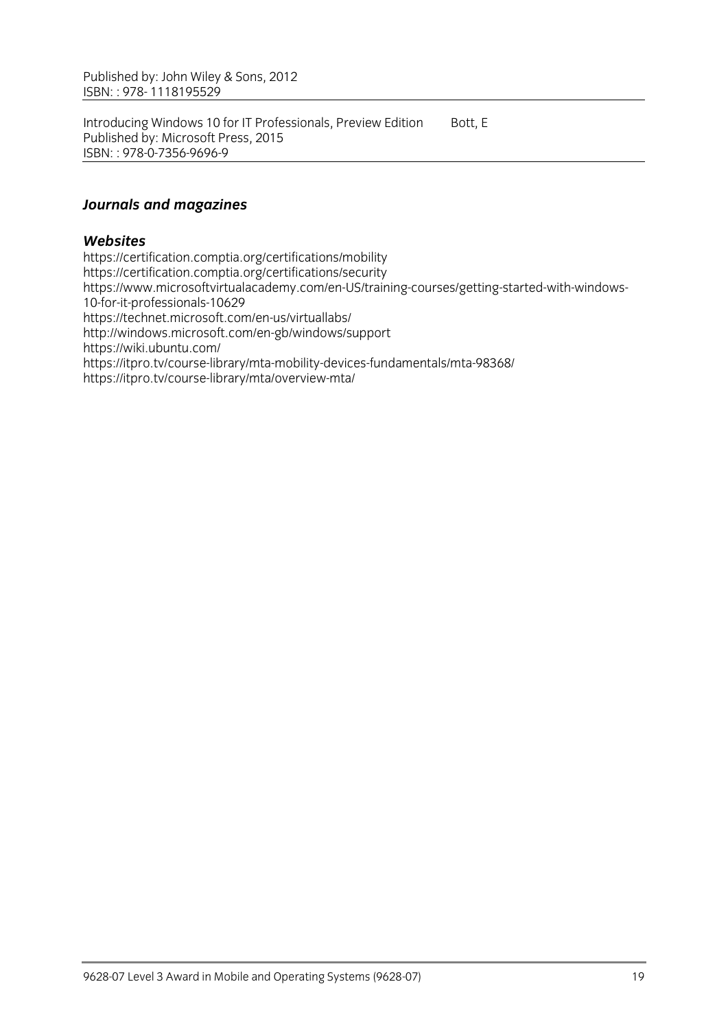Published by: John Wiley & Sons, 2012
ISBN: : 978- 1118195529

Introducing Windows 10 for IT Professionals, Preview Edition    Bott, E
Published by: Microsoft Press, 2015
ISBN: : 978-0-7356-9696-9

### *Journals and magazines*

### *Websites*

https://certification.comptia.org/certifications/mobility
https://certification.comptia.org/certifications/security
https://www.microsoftvirtualacademy.com/en-US/training-courses/getting-started-with-windows-10-for-it-professionals-10629
https://technet.microsoft.com/en-us/virtuallabs/
http://windows.microsoft.com/en-gb/windows/support
https://wiki.ubuntu.com/
https://itpro.tv/course-library/mta-mobility-devices-fundamentals/mta-98368/
https://itpro.tv/course-library/mta/overview-mta/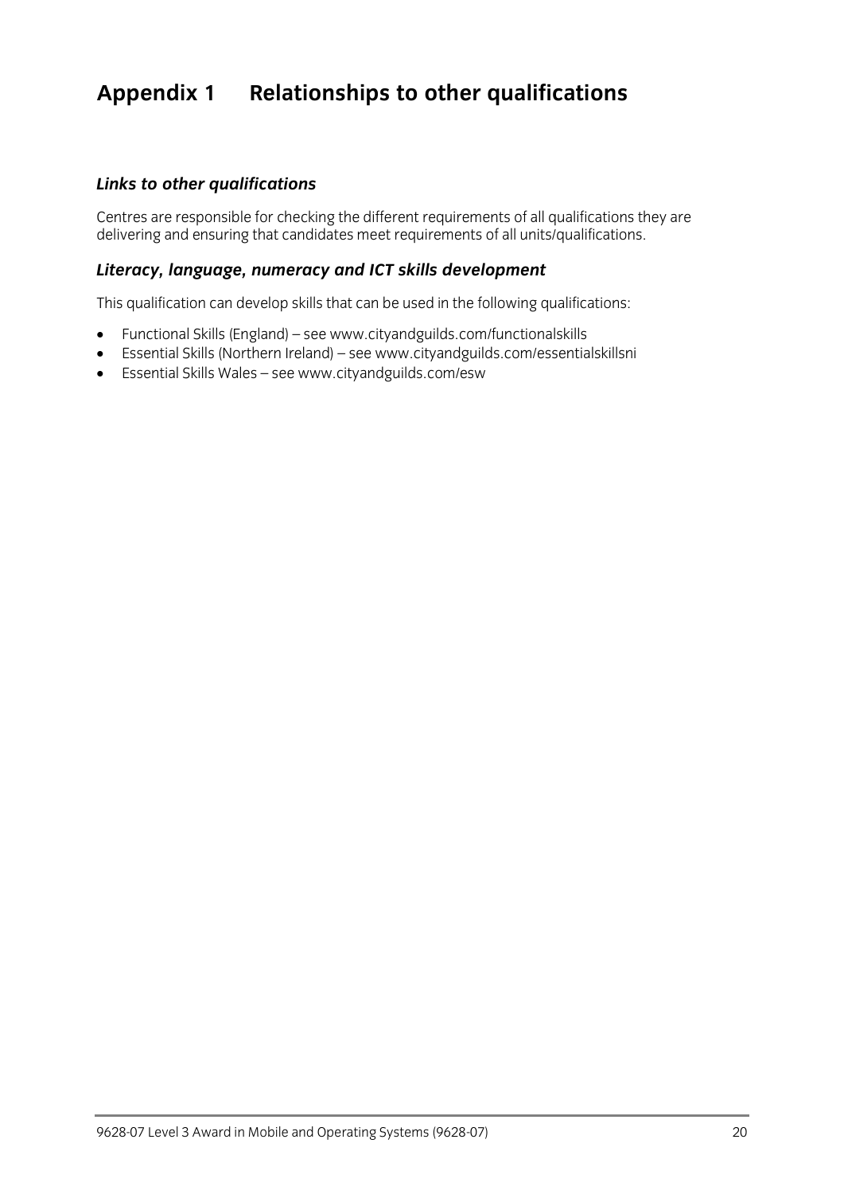# Appendix 1 Relationships to other qualifications

### *Links to other qualifications*

Centres are responsible for checking the different requirements of all qualifications they are delivering and ensuring that candidates meet requirements of all units/qualifications.

### *Literacy, language, numeracy and ICT skills development*

This qualification can develop skills that can be used in the following qualifications:

- Functional Skills (England) – see www.cityandguilds.com/functionalskills
- Essential Skills (Northern Ireland) – see www.cityandguilds.com/essentialskillsni
- Essential Skills Wales – see www.cityandguilds.com/esw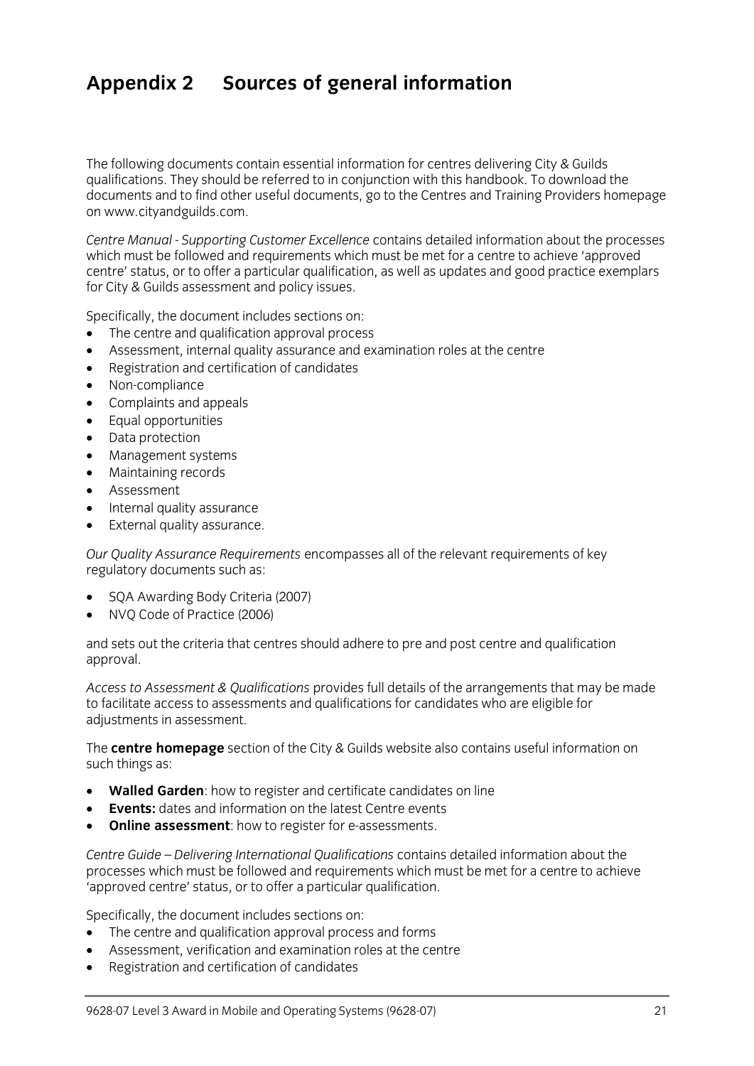# Appendix 2 Sources of general information

The following documents contain essential information for centres delivering City & Guilds qualifications. They should be referred to in conjunction with this handbook. To download the documents and to find other useful documents, go to the Centres and Training Providers homepage on www.cityandguilds.com.

*Centre Manual - Supporting Customer Excellence* contains detailed information about the processes which must be followed and requirements which must be met for a centre to achieve 'approved centre' status, or to offer a particular qualification, as well as updates and good practice exemplars for City & Guilds assessment and policy issues.

Specifically, the document includes sections on:

- The centre and qualification approval process
- Assessment, internal quality assurance and examination roles at the centre
- Registration and certification of candidates
- Non-compliance
- Complaints and appeals
- Equal opportunities
- Data protection
- Management systems
- Maintaining records
- Assessment
- Internal quality assurance
- External quality assurance.

*Our Quality Assurance Requirements* encompasses all of the relevant requirements of key regulatory documents such as:

- SQA Awarding Body Criteria (2007)
- NVQ Code of Practice (2006)

and sets out the criteria that centres should adhere to pre and post centre and qualification approval.

*Access to Assessment & Qualifications* provides full details of the arrangements that may be made to facilitate access to assessments and qualifications for candidates who are eligible for adjustments in assessment.

The **centre homepage** section of the City & Guilds website also contains useful information on such things as:

- **Walled Garden**: how to register and certificate candidates on line
- **Events:** dates and information on the latest Centre events
- **Online assessment**: how to register for e-assessments.

*Centre Guide – Delivering International Qualifications* contains detailed information about the processes which must be followed and requirements which must be met for a centre to achieve 'approved centre' status, or to offer a particular qualification.

Specifically, the document includes sections on:

- The centre and qualification approval process and forms
- Assessment, verification and examination roles at the centre
- Registration and certification of candidates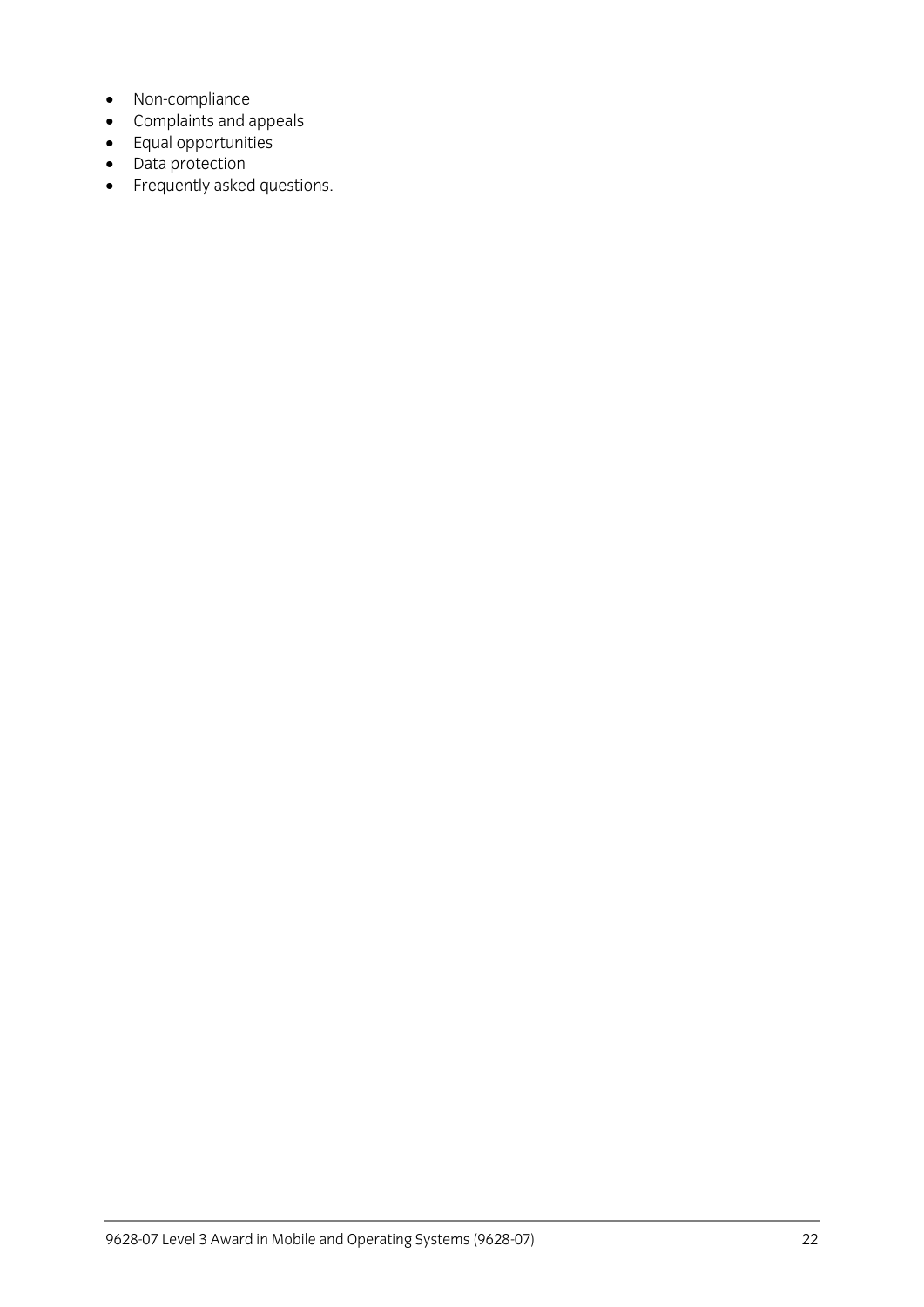- Non-compliance
- Complaints and appeals
- Equal opportunities
- Data protection
- Frequently asked questions.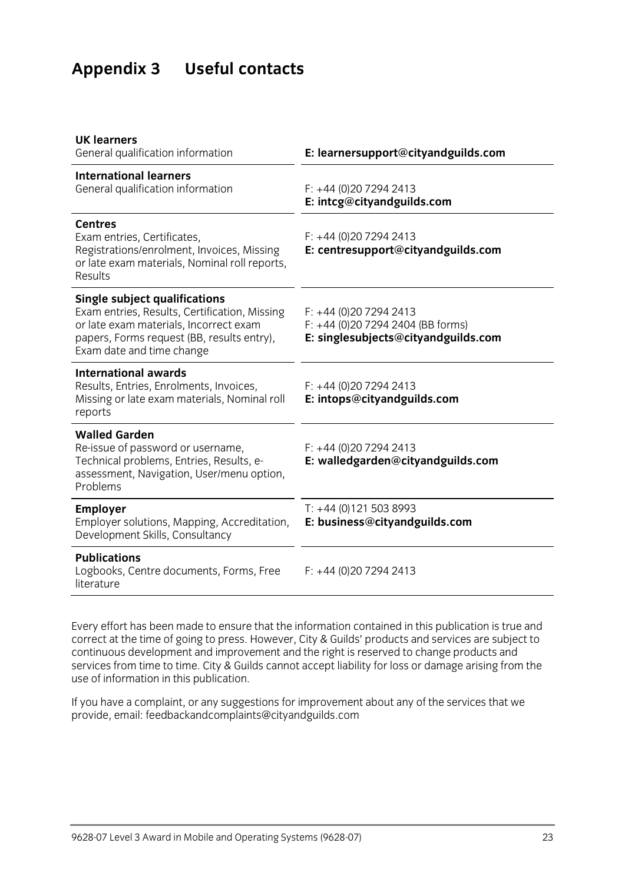# Appendix 3 Useful contacts

| | |
|---|---|
| **UK learners**<br>General qualification information | **E: learnersupport@cityandguilds.com** |
| **International learners**<br>General qualification information | F: +44 (0)20 7294 2413<br>**E: intcg@cityandguilds.com** |
| **Centres**<br>Exam entries, Certificates, Registrations/enrolment, Invoices, Missing or late exam materials, Nominal roll reports, Results | F: +44 (0)20 7294 2413<br>**E: centresupport@cityandguilds.com** |
| **Single subject qualifications**<br>Exam entries, Results, Certification, Missing or late exam materials, Incorrect exam papers, Forms request (BB, results entry), Exam date and time change | F: +44 (0)20 7294 2413<br>F: +44 (0)20 7294 2404 (BB forms)<br>**E: singlesubjects@cityandguilds.com** |
| **International awards**<br>Results, Entries, Enrolments, Invoices, Missing or late exam materials, Nominal roll reports | F: +44 (0)20 7294 2413<br>**E: intops@cityandguilds.com** |
| **Walled Garden**<br>Re-issue of password or username, Technical problems, Entries, Results, e-assessment, Navigation, User/menu option, Problems | F: +44 (0)20 7294 2413<br>**E: walledgarden@cityandguilds.com** |
| **Employer**<br>Employer solutions, Mapping, Accreditation, Development Skills, Consultancy | T: +44 (0)121 503 8993<br>**E: business@cityandguilds.com** |
| **Publications**<br>Logbooks, Centre documents, Forms, Free literature | F: +44 (0)20 7294 2413 |

Every effort has been made to ensure that the information contained in this publication is true and correct at the time of going to press. However, City & Guilds' products and services are subject to continuous development and improvement and the right is reserved to change products and services from time to time. City & Guilds cannot accept liability for loss or damage arising from the use of information in this publication.

If you have a complaint, or any suggestions for improvement about any of the services that we provide, email: feedbackandcomplaints@cityandguilds.com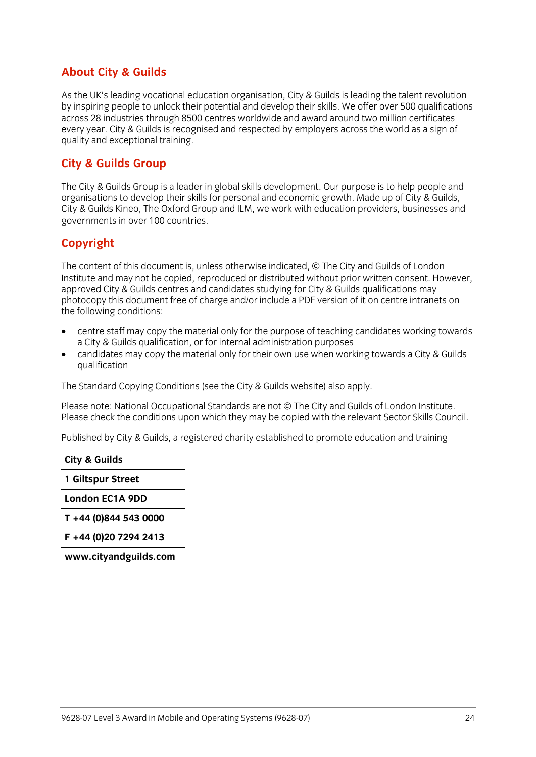## About City & Guilds

As the UK's leading vocational education organisation, City & Guilds is leading the talent revolution by inspiring people to unlock their potential and develop their skills. We offer over 500 qualifications across 28 industries through 8500 centres worldwide and award around two million certificates every year. City & Guilds is recognised and respected by employers across the world as a sign of quality and exceptional training.

## City & Guilds Group

The City & Guilds Group is a leader in global skills development. Our purpose is to help people and organisations to develop their skills for personal and economic growth. Made up of City & Guilds, City & Guilds Kineo, The Oxford Group and ILM, we work with education providers, businesses and governments in over 100 countries.

## Copyright

The content of this document is, unless otherwise indicated, © The City and Guilds of London Institute and may not be copied, reproduced or distributed without prior written consent. However, approved City & Guilds centres and candidates studying for City & Guilds qualifications may photocopy this document free of charge and/or include a PDF version of it on centre intranets on the following conditions:

- centre staff may copy the material only for the purpose of teaching candidates working towards a City & Guilds qualification, or for internal administration purposes
- candidates may copy the material only for their own use when working towards a City & Guilds qualification

The Standard Copying Conditions (see the City & Guilds website) also apply.

Please note: National Occupational Standards are not © The City and Guilds of London Institute. Please check the conditions upon which they may be copied with the relevant Sector Skills Council.

Published by City & Guilds, a registered charity established to promote education and training

**City & Guilds**

**1 Giltspur Street**

**London EC1A 9DD**

**T +44 (0)844 543 0000**

**F +44 (0)20 7294 2413**

**www.cityandguilds.com**